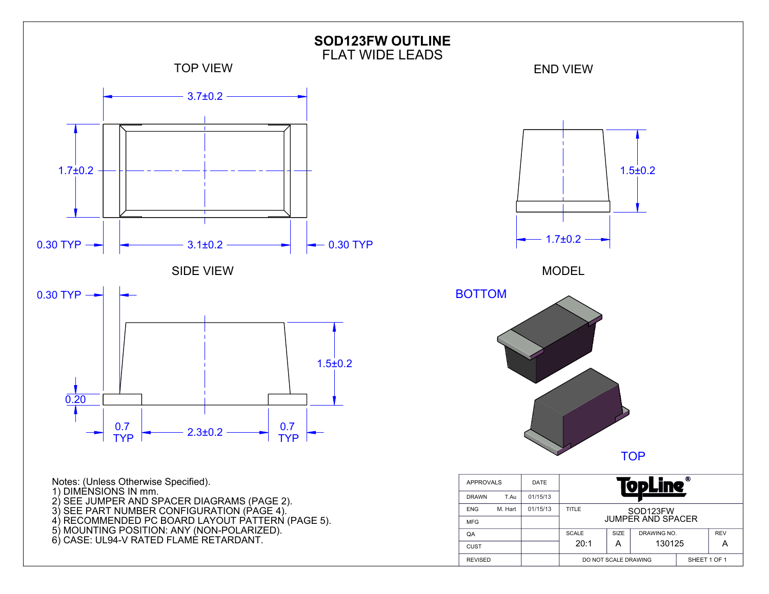# SOD123FW OUTLINE
## FLAT WIDE LEADS

### TOP VIEW

3.7±0.2

1.7±0.2

0.30 TYP — 3.1±0.2 — 0.30 TYP

### END VIEW

1.5±0.2

1.7±0.2

### SIDE VIEW

0.30 TYP

1.5±0.2

0.20

0.7 TYP — 2.3±0.2 — 0.7 TYP

### MODEL

BOTTOM

TOP

Notes: (Unless Otherwise Specified).
1) DIMENSIONS IN mm.
2) SEE JUMPER AND SPACER DIAGRAMS (PAGE 2).
3) SEE PART NUMBER CONFIGURATION (PAGE 4).
4) RECOMMENDED PC BOARD LAYOUT PATTERN (PAGE 5).
5) MOUNTING POSITION: ANY (NON-POLARIZED).
6) CASE: UL94-V RATED FLAME RETARDANT.

| APPROVALS | | DATE | TopLine® | | | |
|---|---|---|---|---|---|---|
| DRAWN | T.Au | 01/15/13 | | | | |
| ENG | M. Hart | 01/15/13 | TITLE: SOD123FW JUMPER AND SPACER | | | |
| MFG | | | | | | |
| QA | | | SCALE 20:1 | SIZE A | DRAWING NO. 130125 | REV A |
| CUST | | | | | | |
| REVISED | | | DO NOT SCALE DRAWING | | SHEET 1 OF 1 | |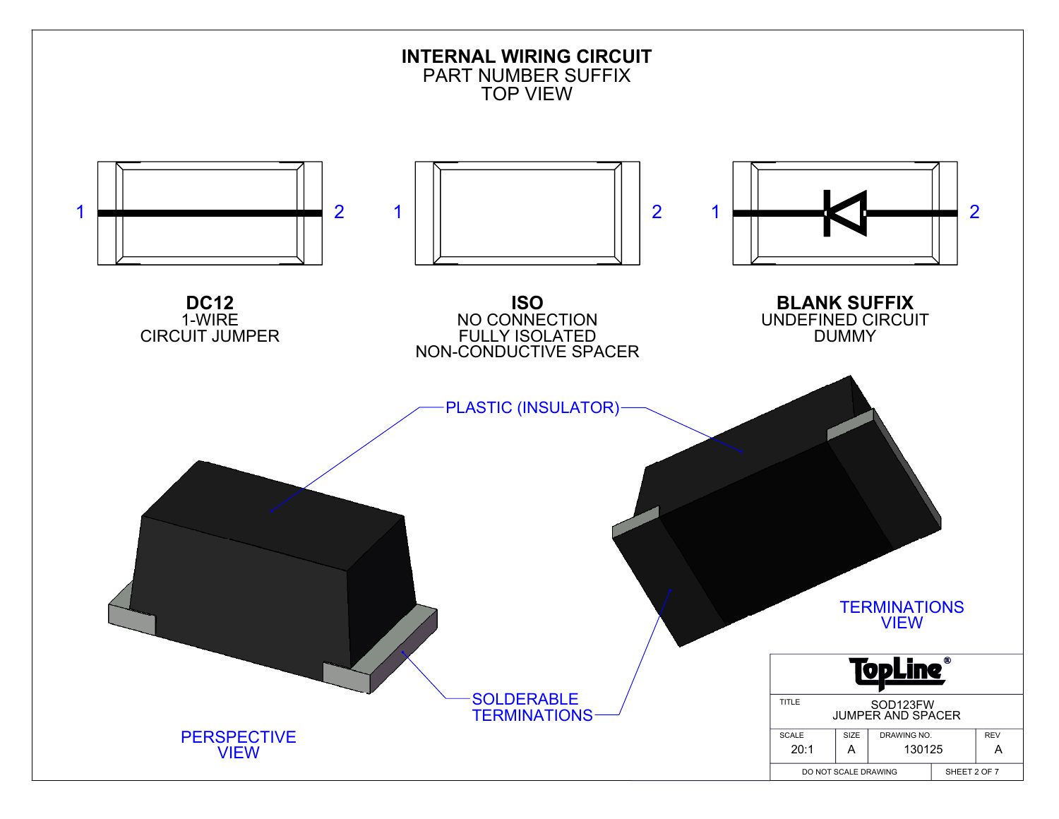# INTERNAL WIRING CIRCUIT
PART NUMBER SUFFIX
TOP VIEW

1 2

**DC12**
1-WIRE
CIRCUIT JUMPER

1 2

**ISO**
NO CONNECTION
FULLY ISOLATED
NON-CONDUCTIVE SPACER

1 2

**BLANK SUFFIX**
UNDEFINED CIRCUIT
DUMMY

PLASTIC (INSULATOR)

SOLDERABLE TERMINATIONS

PERSPECTIVE VIEW

TERMINATIONS VIEW

TopLine®

| TITLE | SOD123FW JUMPER AND SPACER | | |
|---|---|---|---|
| SCALE | SIZE | DRAWING NO. | REV |
| 20:1 | A | 130125 | A |
| DO NOT SCALE DRAWING | | SHEET 2 OF 7 | |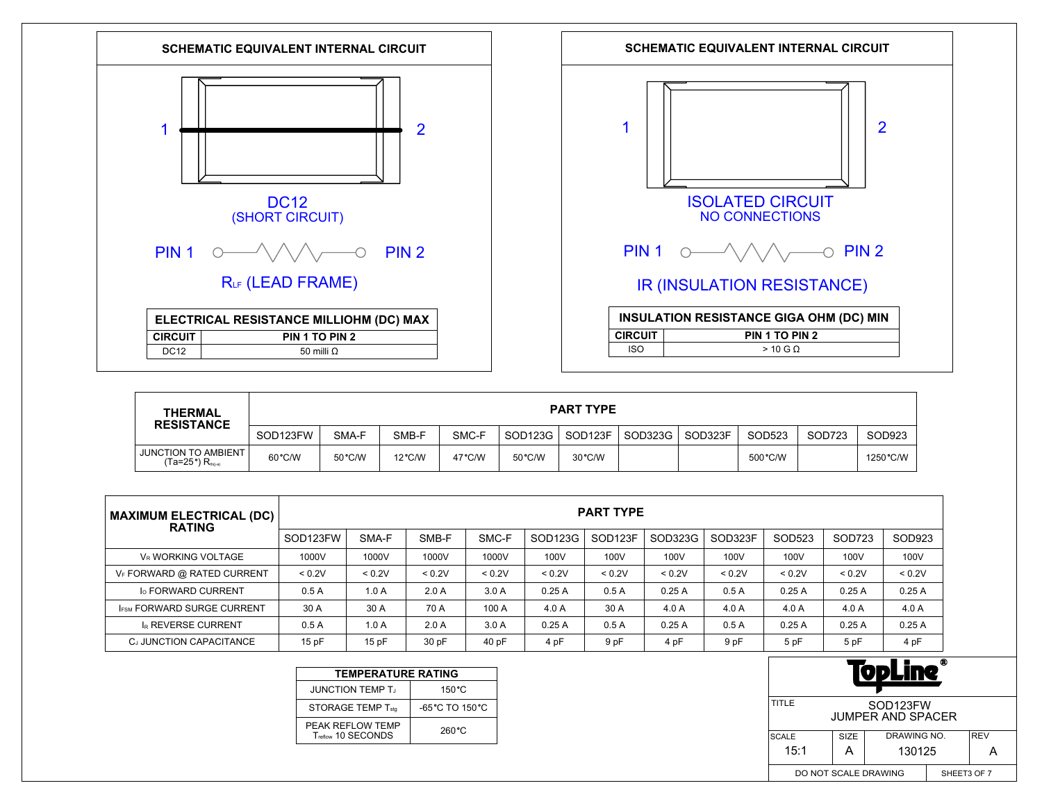## SCHEMATIC EQUIVALENT INTERNAL CIRCUIT

1 — 2

DC12
(SHORT CIRCUIT)

PIN 1 — PIN 2

$R_{LF}$ (LEAD FRAME)

| ELECTRICAL RESISTANCE MILLIOHM (DC) MAX | |
|---|---|
| CIRCUIT | PIN 1 TO PIN 2 |
| DC12 | 50 milli Ω |

## SCHEMATIC EQUIVALENT INTERNAL CIRCUIT

1 — 2

ISOLATED CIRCUIT
NO CONNECTIONS

PIN 1 — PIN 2

IR (INSULATION RESISTANCE)

| INSULATION RESISTANCE GIGA OHM (DC) MIN | |
|---|---|
| CIRCUIT | PIN 1 TO PIN 2 |
| ISO | > 10 G Ω |

| THERMAL RESISTANCE | PART TYPE | | | | | | | | | | |
|---|---|---|---|---|---|---|---|---|---|---|---|
| | SOD123FW | SMA-F | SMB-F | SMC-F | SOD123G | SOD123F | SOD323G | SOD323F | SOD523 | SOD723 | SOD923 |
| JUNCTION TO AMBIENT (Ta=25°) $R_{th(j-a)}$ | 60°C/W | 50°C/W | 12°C/W | 47°C/W | 50°C/W | 30°C/W | | | 500°C/W | | 1250°C/W |

| MAXIMUM ELECTRICAL (DC) RATING | PART TYPE | | | | | | | | | | |
|---|---|---|---|---|---|---|---|---|---|---|---|
| | SOD123FW | SMA-F | SMB-F | SMC-F | SOD123G | SOD123F | SOD323G | SOD323F | SOD523 | SOD723 | SOD923 |
| $V_R$ WORKING VOLTAGE | 1000V | 1000V | 1000V | 1000V | 100V | 100V | 100V | 100V | 100V | 100V | 100V |
| $V_F$ FORWARD @ RATED CURRENT | < 0.2V | < 0.2V | < 0.2V | < 0.2V | < 0.2V | < 0.2V | < 0.2V | < 0.2V | < 0.2V | < 0.2V | < 0.2V |
| $I_O$ FORWARD CURRENT | 0.5 A | 1.0 A | 2.0 A | 3.0 A | 0.25 A | 0.5 A | 0.25 A | 0.5 A | 0.25 A | 0.25 A | 0.25 A |
| $I_{FSM}$ FORWARD SURGE CURRENT | 30 A | 30 A | 70 A | 100 A | 4.0 A | 30 A | 4.0 A | 4.0 A | 4.0 A | 4.0 A | 4.0 A |
| $I_R$ REVERSE CURRENT | 0.5 A | 1.0 A | 2.0 A | 3.0 A | 0.25 A | 0.5 A | 0.25 A | 0.5 A | 0.25 A | 0.25 A | 0.25 A |
| $C_J$ JUNCTION CAPACITANCE | 15 pF | 15 pF | 30 pF | 40 pF | 4 pF | 9 pF | 4 pF | 9 pF | 5 pF | 5 pF | 4 pF |

| TEMPERATURE RATING | |
|---|---|
| JUNCTION TEMP $T_J$ | 150°C |
| STORAGE TEMP $T_{stg}$ | -65°C TO 150°C |
| PEAK REFLOW TEMP $T_{reflow}$ 10 SECONDS | 260°C |

TopLine®

| TITLE | SOD123FW JUMPER AND SPACER | | |
|---|---|---|---|
| SCALE 15:1 | SIZE A | DRAWING NO. 130125 | REV A |
| DO NOT SCALE DRAWING | | SHEET3 OF 7 | |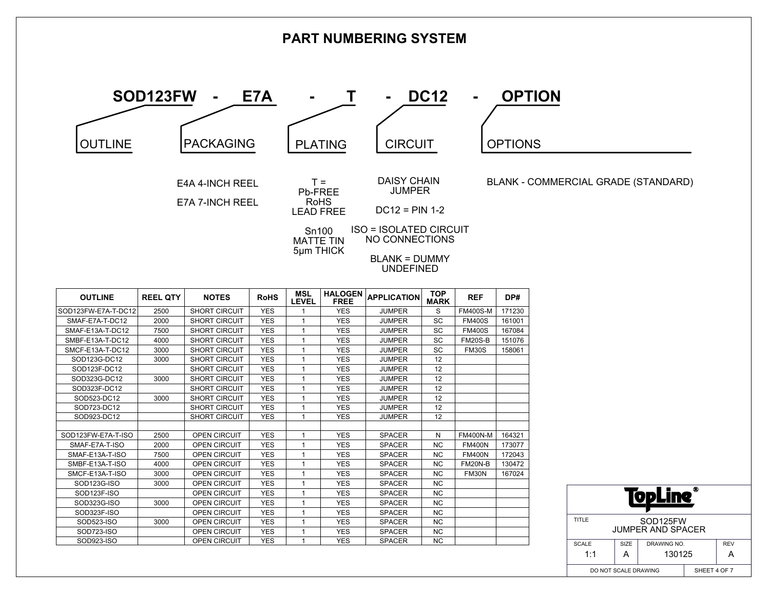# PART NUMBERING SYSTEM

**SOD123FW - E7A - T - DC12 - OPTION**

| OUTLINE | PACKAGING | PLATING | CIRCUIT | OPTIONS |
|---|---|---|---|---|
| | E4A 4-INCH REEL<br>E7A 7-INCH REEL | T = Pb-FREE RoHS LEAD FREE<br>Sn100 MATTE TIN 5µm THICK | DAISY CHAIN JUMPER<br>DC12 = PIN 1-2<br>ISO = ISOLATED CIRCUIT NO CONNECTIONS<br>BLANK = DUMMY UNDEFINED | BLANK - COMMERCIAL GRADE (STANDARD) |

| OUTLINE | REEL QTY | NOTES | RoHS | MSL LEVEL | HALOGEN FREE | APPLICATION | TOP MARK | REF | DP# |
|---|---|---|---|---|---|---|---|---|---|
| SOD123FW-E7A-T-DC12 | 2500 | SHORT CIRCUIT | YES | 1 | YES | JUMPER | S | FM400S-M | 171230 |
| SMAF-E7A-T-DC12 | 2000 | SHORT CIRCUIT | YES | 1 | YES | JUMPER | SC | FM400S | 161001 |
| SMAF-E13A-T-DC12 | 7500 | SHORT CIRCUIT | YES | 1 | YES | JUMPER | SC | FM400S | 167084 |
| SMBF-E13A-T-DC12 | 4000 | SHORT CIRCUIT | YES | 1 | YES | JUMPER | SC | FM20S-B | 151076 |
| SMCF-E13A-T-DC12 | 3000 | SHORT CIRCUIT | YES | 1 | YES | JUMPER | SC | FM30S | 158061 |
| SOD123G-DC12 | 3000 | SHORT CIRCUIT | YES | 1 | YES | JUMPER | 12 | | |
| SOD123F-DC12 | | SHORT CIRCUIT | YES | 1 | YES | JUMPER | 12 | | |
| SOD323G-DC12 | 3000 | SHORT CIRCUIT | YES | 1 | YES | JUMPER | 12 | | |
| SOD323F-DC12 | | SHORT CIRCUIT | YES | 1 | YES | JUMPER | 12 | | |
| SOD523-DC12 | 3000 | SHORT CIRCUIT | YES | 1 | YES | JUMPER | 12 | | |
| SOD723-DC12 | | SHORT CIRCUIT | YES | 1 | YES | JUMPER | 12 | | |
| SOD923-DC12 | | SHORT CIRCUIT | YES | 1 | YES | JUMPER | 12 | | |
| | | | | | | | | | |
| SOD123FW-E7A-T-ISO | 2500 | OPEN CIRCUIT | YES | 1 | YES | SPACER | N | FM400N-M | 164321 |
| SMAF-E7A-T-ISO | 2000 | OPEN CIRCUIT | YES | 1 | YES | SPACER | NC | FM400N | 173077 |
| SMAF-E13A-T-ISO | 7500 | OPEN CIRCUIT | YES | 1 | YES | SPACER | NC | FM400N | 172043 |
| SMBF-E13A-T-ISO | 4000 | OPEN CIRCUIT | YES | 1 | YES | SPACER | NC | FM20N-B | 130472 |
| SMCF-E13A-T-ISO | 3000 | OPEN CIRCUIT | YES | 1 | YES | SPACER | NC | FM30N | 167024 |
| SOD123G-ISO | 3000 | OPEN CIRCUIT | YES | 1 | YES | SPACER | NC | | |
| SOD123F-ISO | | OPEN CIRCUIT | YES | 1 | YES | SPACER | NC | | |
| SOD323G-ISO | 3000 | OPEN CIRCUIT | YES | 1 | YES | SPACER | NC | | |
| SOD323F-ISO | | OPEN CIRCUIT | YES | 1 | YES | SPACER | NC | | |
| SOD523-ISO | 3000 | OPEN CIRCUIT | YES | 1 | YES | SPACER | NC | | |
| SOD723-ISO | | OPEN CIRCUIT | YES | 1 | YES | SPACER | NC | | |
| SOD923-ISO | | OPEN CIRCUIT | YES | 1 | YES | SPACER | NC | | |

TopLine®

| TITLE | SOD125FW JUMPER AND SPACER | | |
|---|---|---|---|
| SCALE | SIZE | DRAWING NO. | REV |
| 1:1 | A | 130125 | A |
| DO NOT SCALE DRAWING | | SHEET 4 OF 7 | |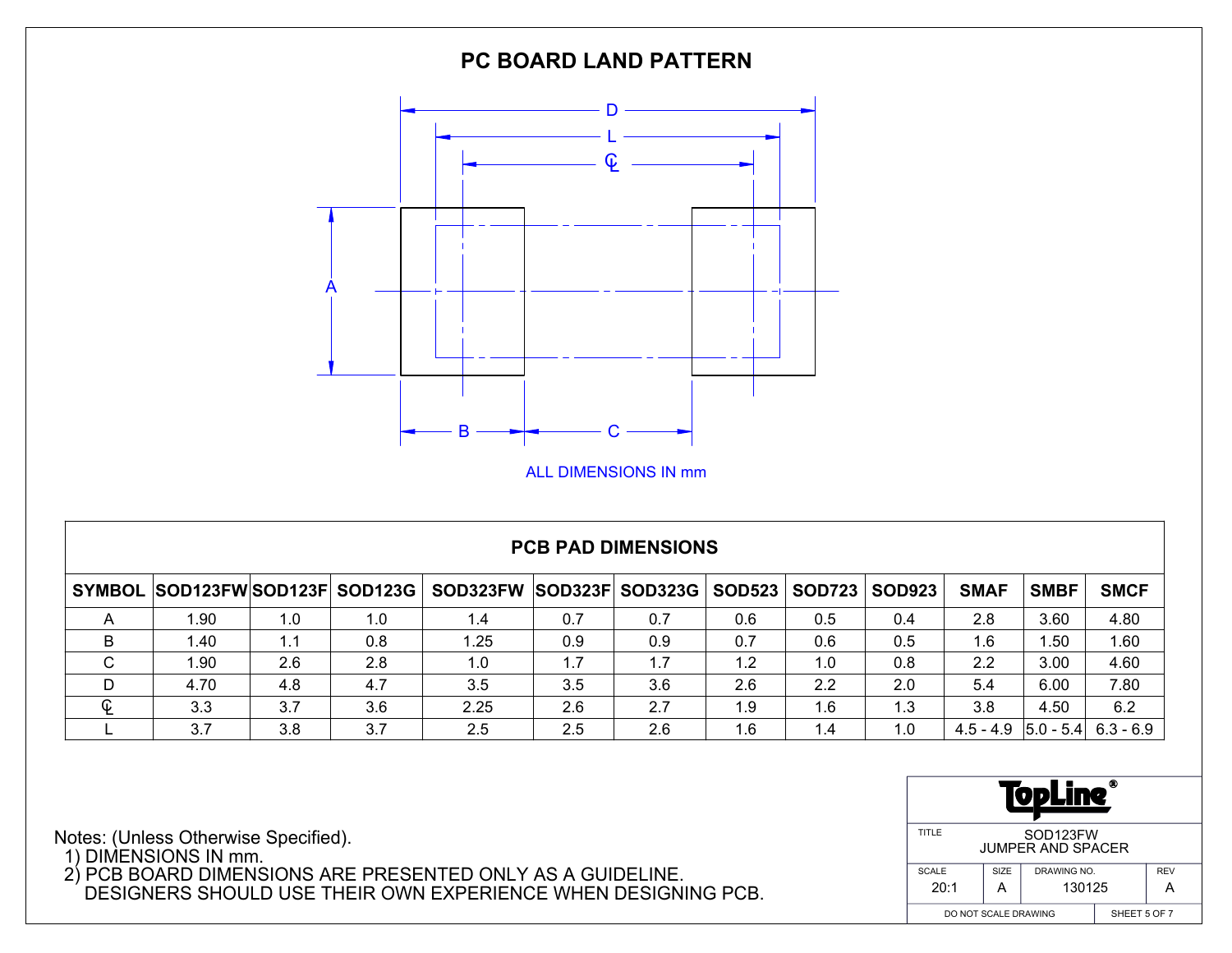# PC BOARD LAND PATTERN

ALL DIMENSIONS IN mm

## PCB PAD DIMENSIONS

| SYMBOL | SOD123FW | SOD123F | SOD123G | SOD323FW | SOD323F | SOD323G | SOD523 | SOD723 | SOD923 | SMAF | SMBF | SMCF |
|---|---|---|---|---|---|---|---|---|---|---|---|---|
| A | 1.90 | 1.0 | 1.0 | 1.4 | 0.7 | 0.7 | 0.6 | 0.5 | 0.4 | 2.8 | 3.60 | 4.80 |
| B | 1.40 | 1.1 | 0.8 | 1.25 | 0.9 | 0.9 | 0.7 | 0.6 | 0.5 | 1.6 | 1.50 | 1.60 |
| C | 1.90 | 2.6 | 2.8 | 1.0 | 1.7 | 1.7 | 1.2 | 1.0 | 0.8 | 2.2 | 3.00 | 4.60 |
| D | 4.70 | 4.8 | 4.7 | 3.5 | 3.5 | 3.6 | 2.6 | 2.2 | 2.0 | 5.4 | 6.00 | 7.80 |
| ℄ | 3.3 | 3.7 | 3.6 | 2.25 | 2.6 | 2.7 | 1.9 | 1.6 | 1.3 | 3.8 | 4.50 | 6.2 |
| L | 3.7 | 3.8 | 3.7 | 2.5 | 2.5 | 2.6 | 1.6 | 1.4 | 1.0 | 4.5 - 4.9 | 5.0 - 5.4 | 6.3 - 6.9 |

Notes: (Unless Otherwise Specified).
1) DIMENSIONS IN mm.
2) PCB BOARD DIMENSIONS ARE PRESENTED ONLY AS A GUIDELINE. DESIGNERS SHOULD USE THEIR OWN EXPERIENCE WHEN DESIGNING PCB.

TopLine®

| TITLE | SOD123FW JUMPER AND SPACER | | |
|---|---|---|---|
| SCALE | SIZE | DRAWING NO. | REV |
| 20:1 | A | 130125 | A |
| DO NOT SCALE DRAWING | | SHEET 5 OF 7 | |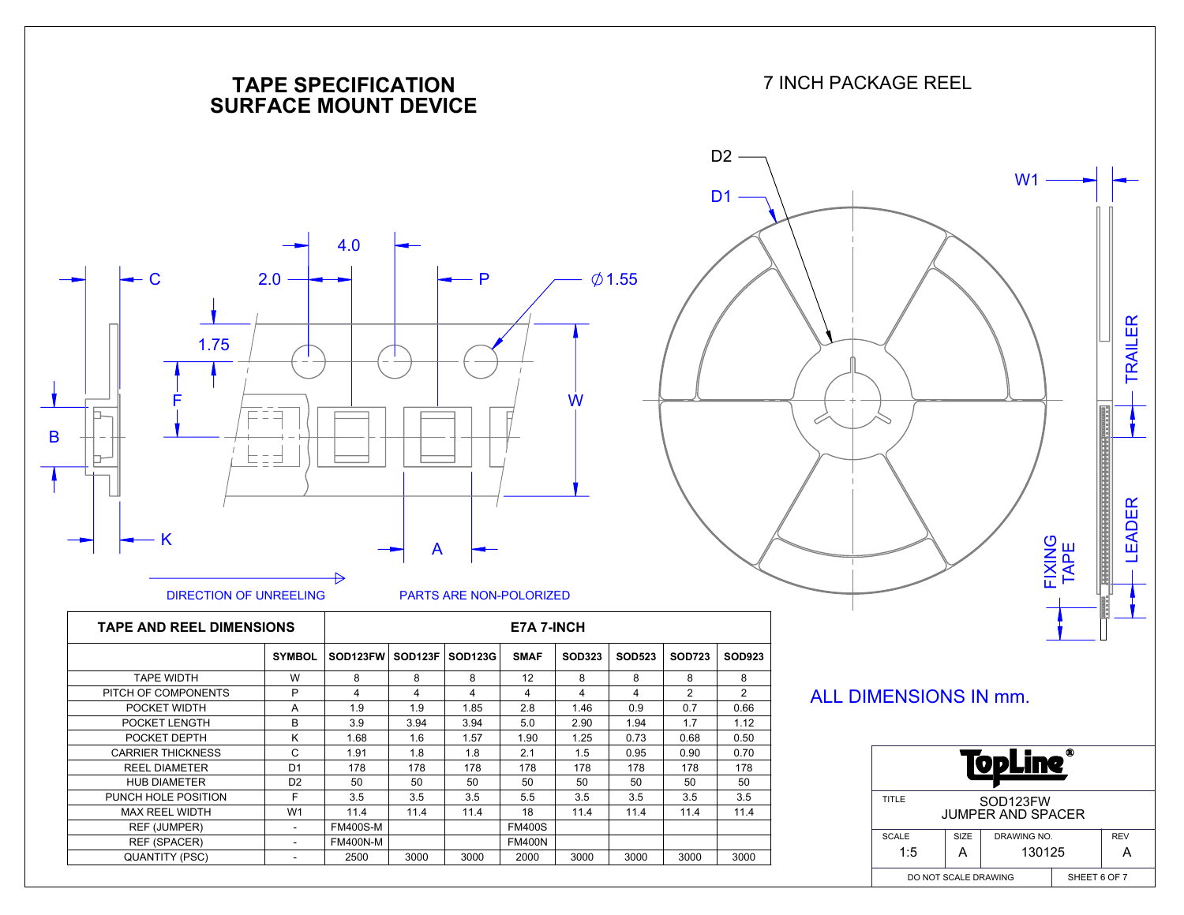# TAPE SPECIFICATION SURFACE MOUNT DEVICE

# 7 INCH PACKAGE REEL

DIRECTION OF UNREELING

PARTS ARE NON-POLORIZED

| TAPE AND REEL DIMENSIONS | | E7A 7-INCH | | | | | | | |
|---|---|---|---|---|---|---|---|---|---|
| | SYMBOL | SOD123FW | SOD123F | SOD123G | SMAF | SOD323 | SOD523 | SOD723 | SOD923 |
| TAPE WIDTH | W | 8 | 8 | 8 | 12 | 8 | 8 | 8 | 8 |
| PITCH OF COMPONENTS | P | 4 | 4 | 4 | 4 | 4 | 4 | 2 | 2 |
| POCKET WIDTH | A | 1.9 | 1.9 | 1.85 | 2.8 | 1.46 | 0.9 | 0.7 | 0.66 |
| POCKET LENGTH | B | 3.9 | 3.94 | 3.94 | 5.0 | 2.90 | 1.94 | 1.7 | 1.12 |
| POCKET DEPTH | K | 1.68 | 1.6 | 1.57 | 1.90 | 1.25 | 0.73 | 0.68 | 0.50 |
| CARRIER THICKNESS | C | 1.91 | 1.8 | 1.8 | 2.1 | 1.5 | 0.95 | 0.90 | 0.70 |
| REEL DIAMETER | D1 | 178 | 178 | 178 | 178 | 178 | 178 | 178 | 178 |
| HUB DIAMETER | D2 | 50 | 50 | 50 | 50 | 50 | 50 | 50 | 50 |
| PUNCH HOLE POSITION | F | 3.5 | 3.5 | 3.5 | 5.5 | 3.5 | 3.5 | 3.5 | 3.5 |
| MAX REEL WIDTH | W1 | 11.4 | 11.4 | 11.4 | 18 | 11.4 | 11.4 | 11.4 | 11.4 |
| REF (JUMPER) | - | FM400S-M | | | FM400S | | | | |
| REF (SPACER) | - | FM400N-M | | | FM400N | | | | |
| QUANTITY (PSC) | - | 2500 | 3000 | 3000 | 2000 | 3000 | 3000 | 3000 | 3000 |

ALL DIMENSIONS IN mm.

| TopLine® | | | |
|---|---|---|---|
| TITLE | SOD123FW JUMPER AND SPACER | | |
| SCALE 1:5 | SIZE A | DRAWING NO. 130125 | REV A |
| DO NOT SCALE DRAWING | | SHEET 6 OF 7 | |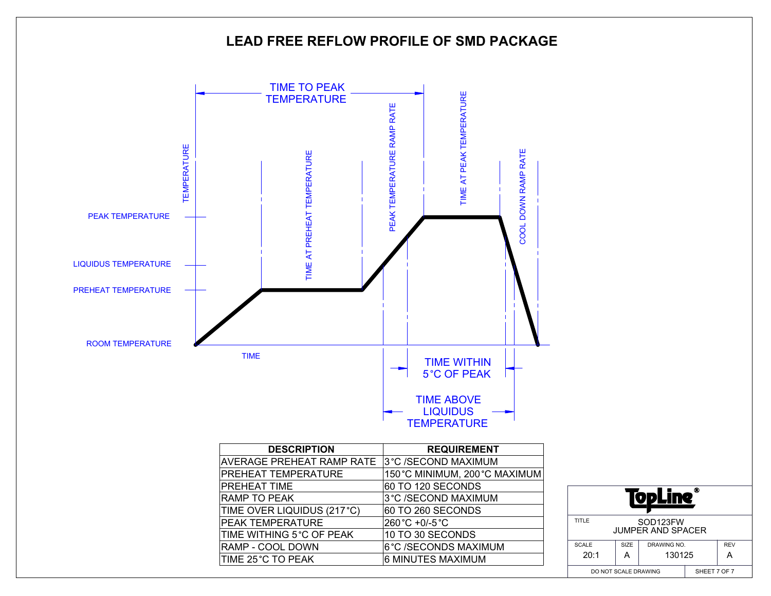# LEAD FREE REFLOW PROFILE OF SMD PACKAGE

TIME TO PEAK TEMPERATURE

TEMPERATURE

TIME AT PREHEAT TEMPERATURE

PEAK TEMPERATURE RAMP RATE

TIME AT PEAK TEMPERATURE

COOL DOWN RAMP RATE

PEAK TEMPERATURE

LIQUIDUS TEMPERATURE

PREHEAT TEMPERATURE

ROOM TEMPERATURE

TIME

TIME WITHIN 5°C OF PEAK

TIME ABOVE LIQUIDUS TEMPERATURE

| DESCRIPTION | REQUIREMENT |
|---|---|
| AVERAGE PREHEAT RAMP RATE | 3°C /SECOND MAXIMUM |
| PREHEAT TEMPERATURE | 150°C MINIMUM, 200°C MAXIMUM |
| PREHEAT TIME | 60 TO 120 SECONDS |
| RAMP TO PEAK | 3°C /SECOND MAXIMUM |
| TIME OVER LIQUIDUS (217°C) | 60 TO 260 SECONDS |
| PEAK TEMPERATURE | 260°C +0/-5°C |
| TIME WITHING 5°C OF PEAK | 10 TO 30 SECONDS |
| RAMP - COOL DOWN | 6°C /SECONDS MAXIMUM |
| TIME 25°C TO PEAK | 6 MINUTES MAXIMUM |

TopLine®

| | | | |
|---|---|---|---|
| TITLE | SOD123FW JUMPER AND SPACER | | |
| SCALE 20:1 | SIZE A | DRAWING NO. 130125 | REV A |
| DO NOT SCALE DRAWING | | SHEET 7 OF 7 | |